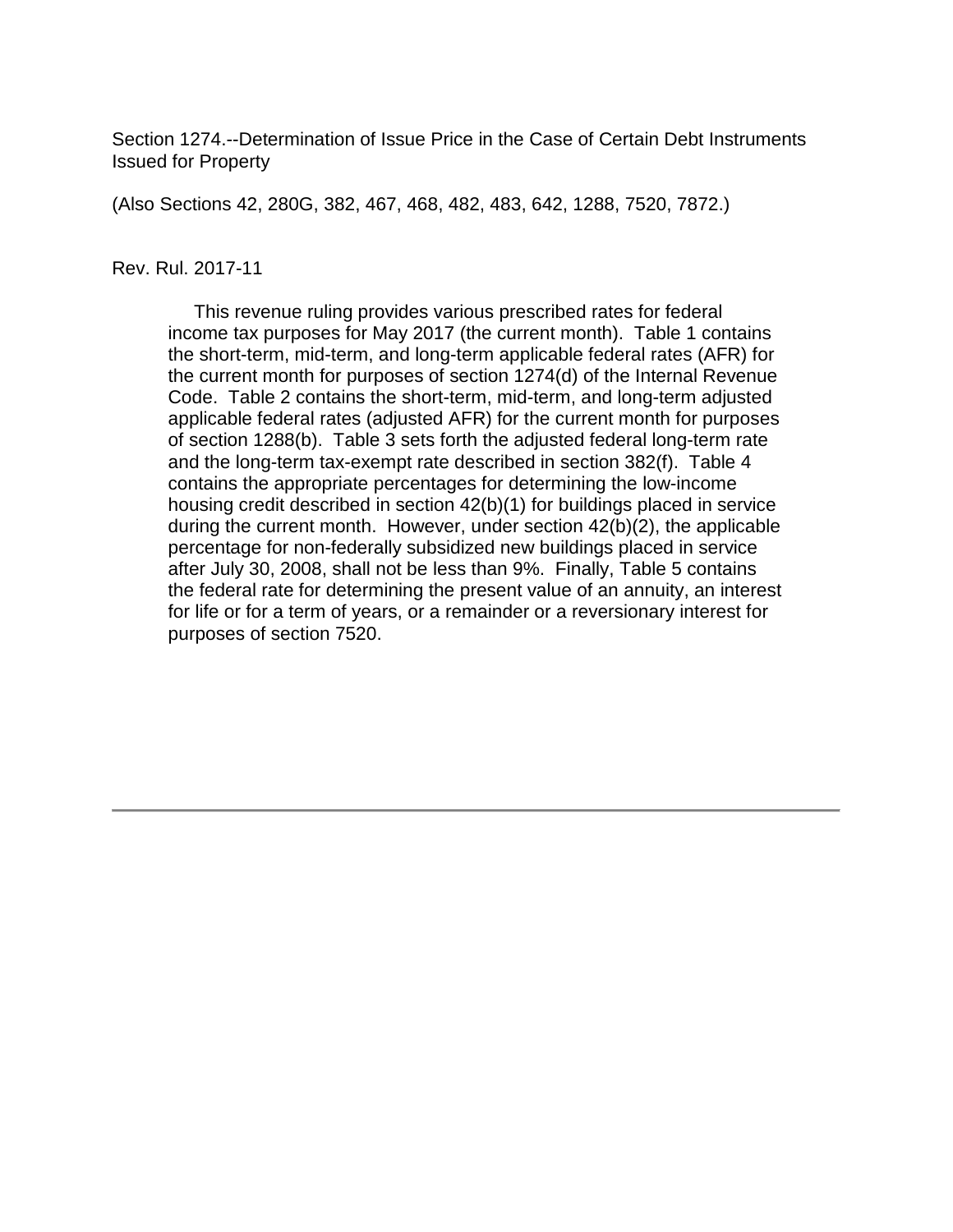Section 1274.--Determination of Issue Price in the Case of Certain Debt Instruments Issued for Property

(Also Sections 42, 280G, 382, 467, 468, 482, 483, 642, 1288, 7520, 7872.)

Rev. Rul. 2017-11

This revenue ruling provides various prescribed rates for federal income tax purposes for May 2017 (the current month). Table 1 contains the short-term, mid-term, and long-term applicable federal rates (AFR) for the current month for purposes of section 1274(d) of the Internal Revenue Code. Table 2 contains the short-term, mid-term, and long-term adjusted applicable federal rates (adjusted AFR) for the current month for purposes of section 1288(b). Table 3 sets forth the adjusted federal long-term rate and the long-term tax-exempt rate described in section 382(f). Table 4 contains the appropriate percentages for determining the low-income housing credit described in section 42(b)(1) for buildings placed in service during the current month. However, under section 42(b)(2), the applicable percentage for non-federally subsidized new buildings placed in service after July 30, 2008, shall not be less than 9%. Finally, Table 5 contains the federal rate for determining the present value of an annuity, an interest for life or for a term of years, or a remainder or a reversionary interest for purposes of section 7520.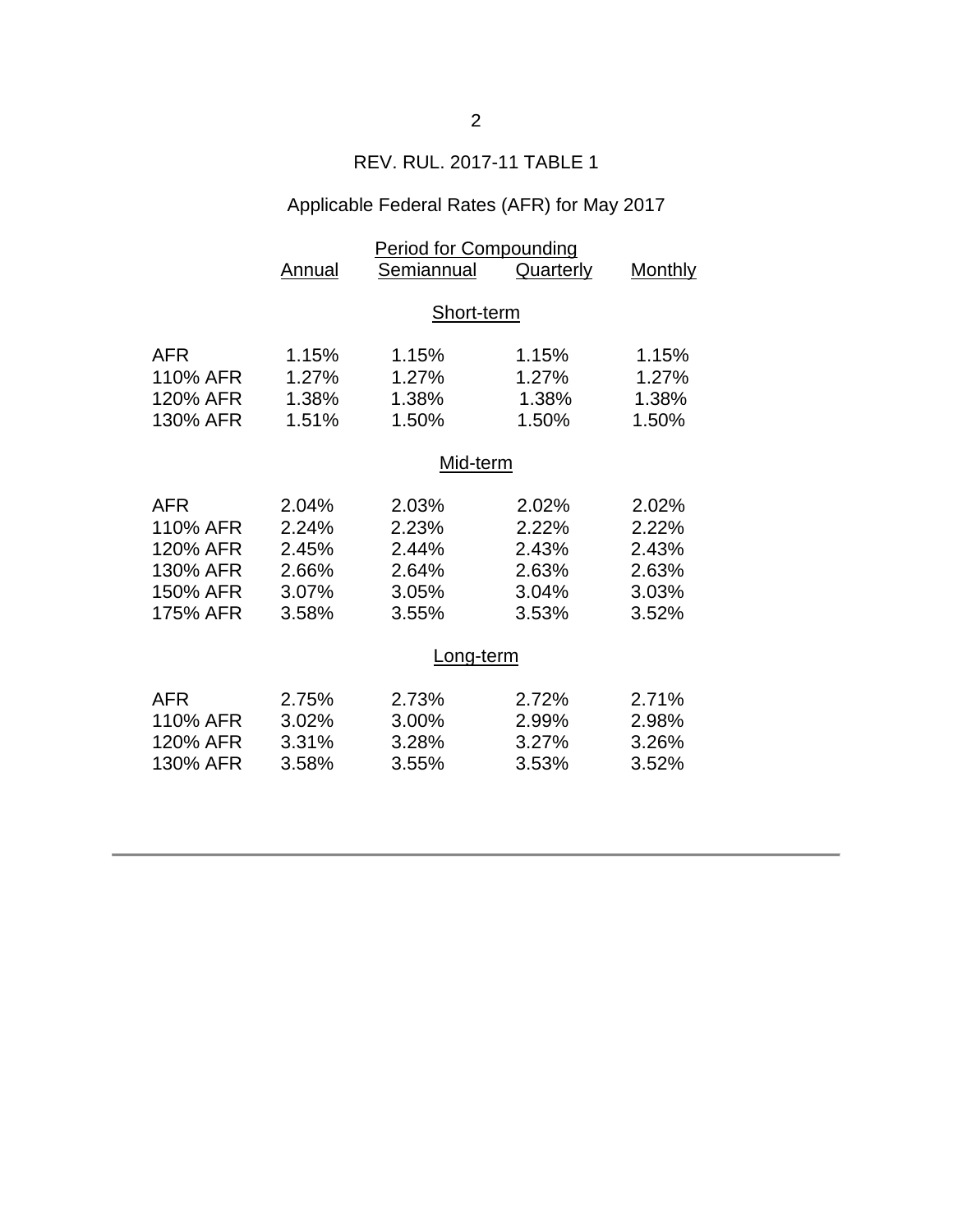REV. RUL. 2017-11 TABLE 1

Applicable Federal Rates (AFR) for May 2017

| | Period for Compounding | | | |
|---|---|---|---|---|
| | Annual | Semiannual | Quarterly | Monthly |
| | | Short-term | | |
| AFR | 1.15% | 1.15% | 1.15% | 1.15% |
| 110% AFR | 1.27% | 1.27% | 1.27% | 1.27% |
| 120% AFR | 1.38% | 1.38% | 1.38% | 1.38% |
| 130% AFR | 1.51% | 1.50% | 1.50% | 1.50% |
| | | Mid-term | | |
| AFR | 2.04% | 2.03% | 2.02% | 2.02% |
| 110% AFR | 2.24% | 2.23% | 2.22% | 2.22% |
| 120% AFR | 2.45% | 2.44% | 2.43% | 2.43% |
| 130% AFR | 2.66% | 2.64% | 2.63% | 2.63% |
| 150% AFR | 3.07% | 3.05% | 3.04% | 3.03% |
| 175% AFR | 3.58% | 3.55% | 3.53% | 3.52% |
| | | Long-term | | |
| AFR | 2.75% | 2.73% | 2.72% | 2.71% |
| 110% AFR | 3.02% | 3.00% | 2.99% | 2.98% |
| 120% AFR | 3.31% | 3.28% | 3.27% | 3.26% |
| 130% AFR | 3.58% | 3.55% | 3.53% | 3.52% |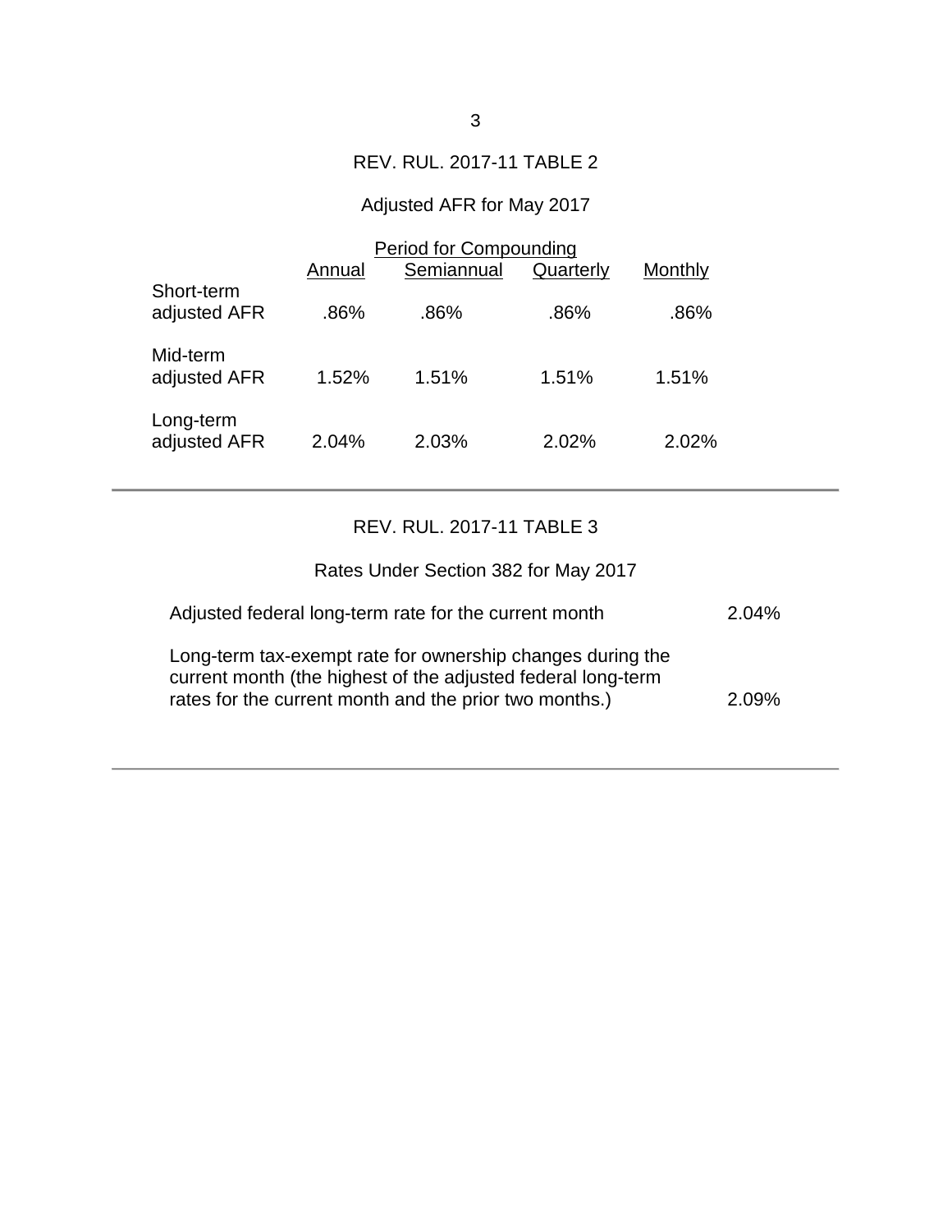## REV. RUL. 2017-11 TABLE 2

### Adjusted AFR for May 2017

| | Period for Compounding | | | |
|---|---|---|---|---|
| | Annual | Semiannual | Quarterly | Monthly |
| Short-term adjusted AFR | .86% | .86% | .86% | .86% |
| Mid-term adjusted AFR | 1.52% | 1.51% | 1.51% | 1.51% |
| Long-term adjusted AFR | 2.04% | 2.03% | 2.02% | 2.02% |

## REV. RUL. 2017-11 TABLE 3

### Rates Under Section 382 for May 2017

| | |
|---|---|
| Adjusted federal long-term rate for the current month | 2.04% |
| Long-term tax-exempt rate for ownership changes during the current month (the highest of the adjusted federal long-term rates for the current month and the prior two months.) | 2.09% |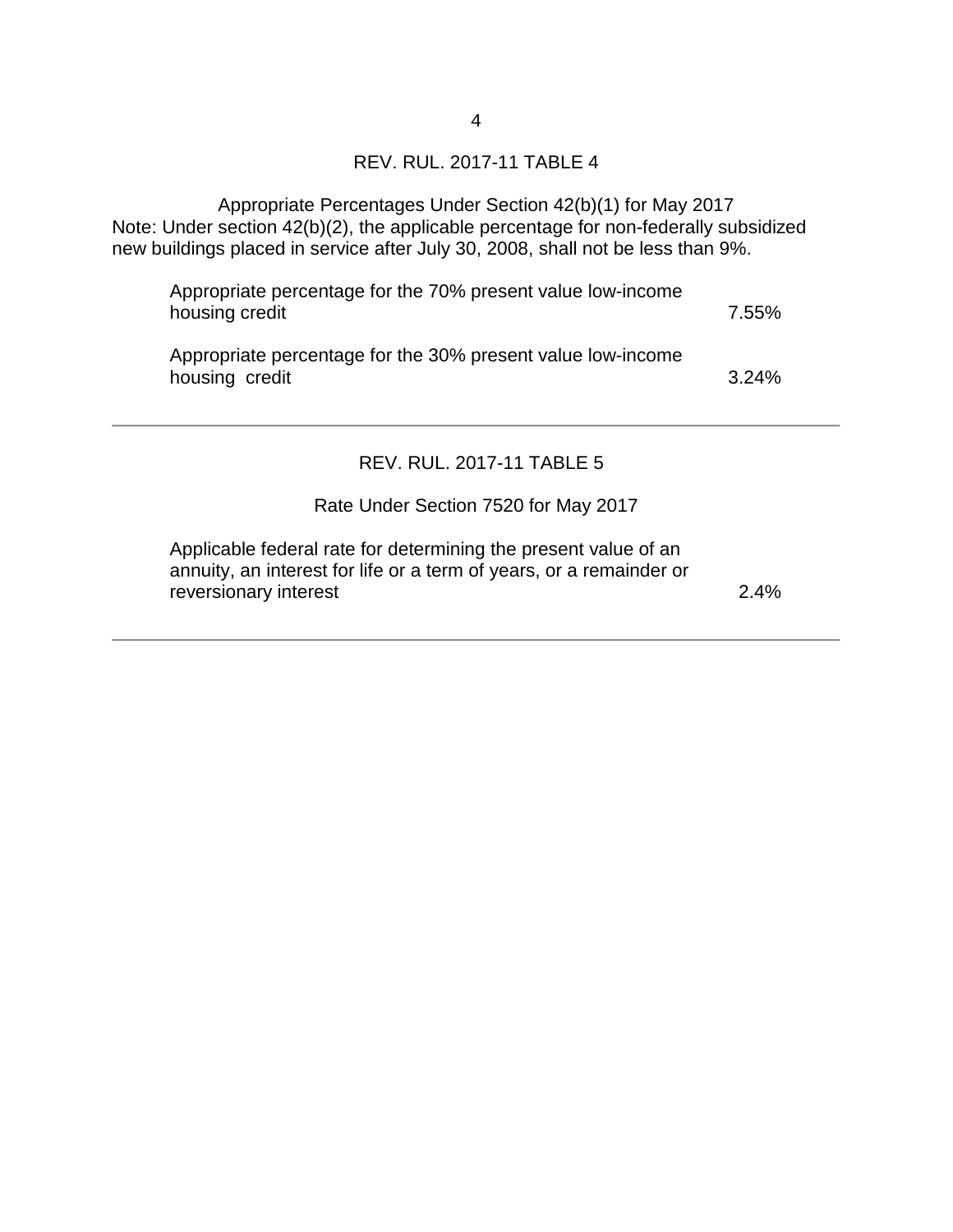## REV. RUL. 2017-11 TABLE 4

Appropriate Percentages Under Section 42(b)(1) for May 2017

Note: Under section 42(b)(2), the applicable percentage for non-federally subsidized new buildings placed in service after July 30, 2008, shall not be less than 9%.

| | |
|---|---|
| Appropriate percentage for the 70% present value low-income housing credit | 7.55% |
| Appropriate percentage for the 30% present value low-income housing credit | 3.24% |

---

## REV. RUL. 2017-11 TABLE 5

Rate Under Section 7520 for May 2017

| | |
|---|---|
| Applicable federal rate for determining the present value of an annuity, an interest for life or a term of years, or a remainder or reversionary interest | 2.4% |

---